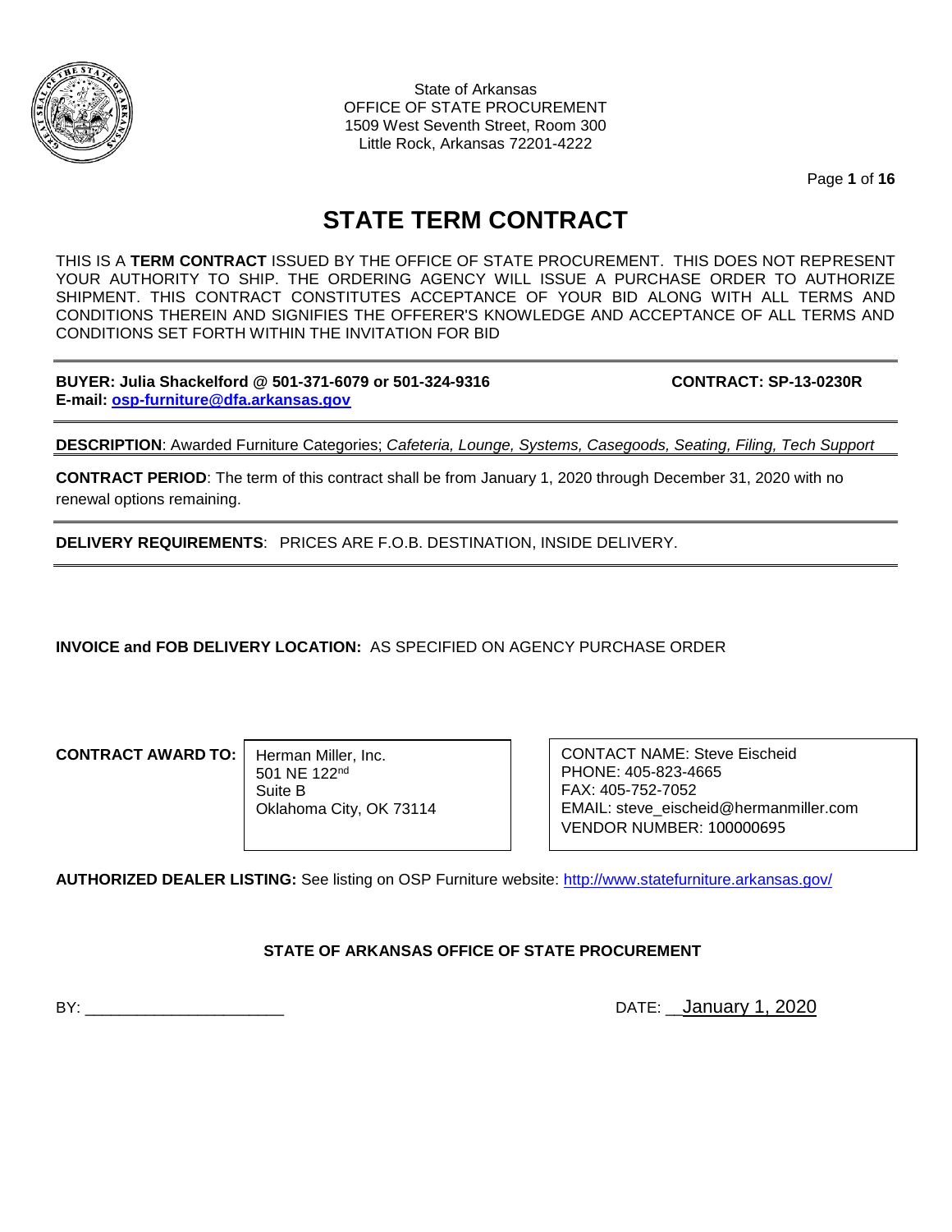State of Arkansas
OFFICE OF STATE PROCUREMENT
1509 West Seventh Street, Room 300
Little Rock, Arkansas 72201-4222

# STATE TERM CONTRACT

THIS IS A **TERM CONTRACT** ISSUED BY THE OFFICE OF STATE PROCUREMENT. THIS DOES NOT REPRESENT YOUR AUTHORITY TO SHIP. THE ORDERING AGENCY WILL ISSUE A PURCHASE ORDER TO AUTHORIZE SHIPMENT. THIS CONTRACT CONSTITUTES ACCEPTANCE OF YOUR BID ALONG WITH ALL TERMS AND CONDITIONS THEREIN AND SIGNIFIES THE OFFERER'S KNOWLEDGE AND ACCEPTANCE OF ALL TERMS AND CONDITIONS SET FORTH WITHIN THE INVITATION FOR BID

---

**BUYER: Julia Shackelford @ 501-371-6079 or 501-324-9316** **CONTRACT: SP-13-0230R**
**E-mail: osp-furniture@dfa.arkansas.gov**

---

**DESCRIPTION**: Awarded Furniture Categories; *Cafeteria, Lounge, Systems, Casegoods, Seating, Filing, Tech Support*

**CONTRACT PERIOD**: The term of this contract shall be from January 1, 2020 through December 31, 2020 with no renewal options remaining.

---

**DELIVERY REQUIREMENTS**: PRICES ARE F.O.B. DESTINATION, INSIDE DELIVERY.

---

**INVOICE and FOB DELIVERY LOCATION:** AS SPECIFIED ON AGENCY PURCHASE ORDER

**CONTRACT AWARD TO:**

Herman Miller, Inc.
501 NE 122nd
Suite B
Oklahoma City, OK 73114

CONTACT NAME: Steve Eischeid
PHONE: 405-823-4665
FAX: 405-752-7052
EMAIL: steve_eischeid@hermanmiller.com
VENDOR NUMBER: 100000695

**AUTHORIZED DEALER LISTING:** See listing on OSP Furniture website: http://www.statefurniture.arkansas.gov/

**STATE OF ARKANSAS OFFICE OF STATE PROCUREMENT**

BY: ______________________ DATE: January 1, 2020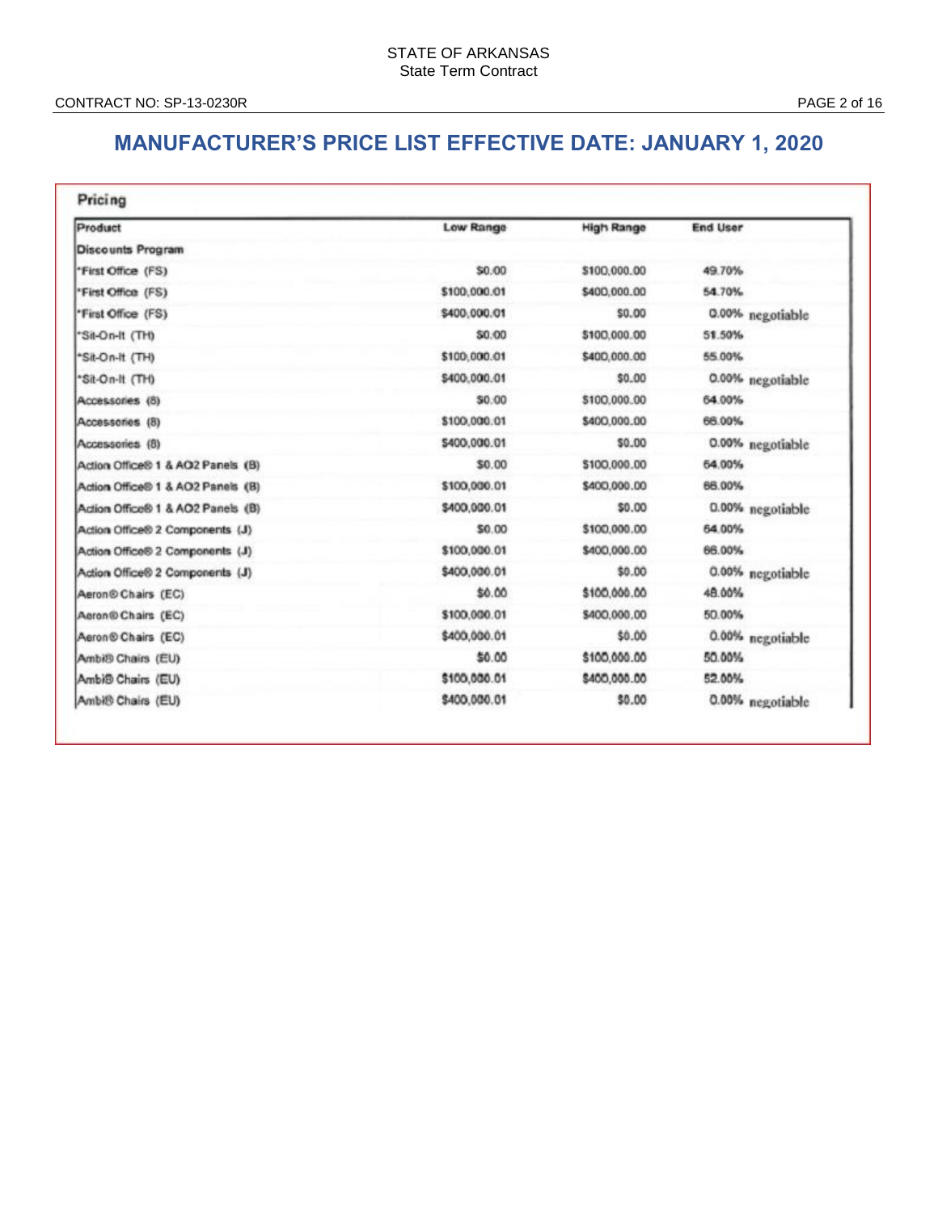## MANUFACTURER'S PRICE LIST EFFECTIVE DATE: JANUARY 1, 2020

### Pricing

| Product | Low Range | High Range | End User |
|---|---|---|---|
| Discounts Program | | | |
| *First Office (FS) | $0.00 | $100,000.00 | 49.70% |
| *First Office (FS) | $100,000.01 | $400,000.00 | 54.70% |
| *First Office (FS) | $400,000.01 | $0.00 | 0.00% negotiable |
| *Sit-On-It (TH) | $0.00 | $100,000.00 | 51.50% |
| *Sit-On-It (TH) | $100,000.01 | $400,000.00 | 55.00% |
| *Sit-On-It (TH) | $400,000.01 | $0.00 | 0.00% negotiable |
| Accessories (8) | $0.00 | $100,000.00 | 64.00% |
| Accessories (8) | $100,000.01 | $400,000.00 | 66.00% |
| Accessories (8) | $400,000.01 | $0.00 | 0.00% negotiable |
| Action Office® 1 & AO2 Panels (B) | $0.00 | $100,000.00 | 64.00% |
| Action Office® 1 & AO2 Panels (B) | $100,000.01 | $400,000.00 | 66.00% |
| Action Office® 1 & AO2 Panels (B) | $400,000.01 | $0.00 | 0.00% negotiable |
| Action Office® 2 Components (J) | $0.00 | $100,000.00 | 64.00% |
| Action Office® 2 Components (J) | $100,000.01 | $400,000.00 | 66.00% |
| Action Office® 2 Components (J) | $400,000.01 | $0.00 | 0.00% negotiable |
| Aeron® Chairs (EC) | $0.00 | $100,000.00 | 48.00% |
| Aeron® Chairs (EC) | $100,000.01 | $400,000.00 | 50.00% |
| Aeron® Chairs (EC) | $400,000.01 | $0.00 | 0.00% negotiable |
| Ambi® Chairs (EU) | $0.00 | $100,000.00 | 50.00% |
| Ambi® Chairs (EU) | $100,000.01 | $400,000.00 | 52.00% |
| Ambi® Chairs (EU) | $400,000.01 | $0.00 | 0.00% negotiable |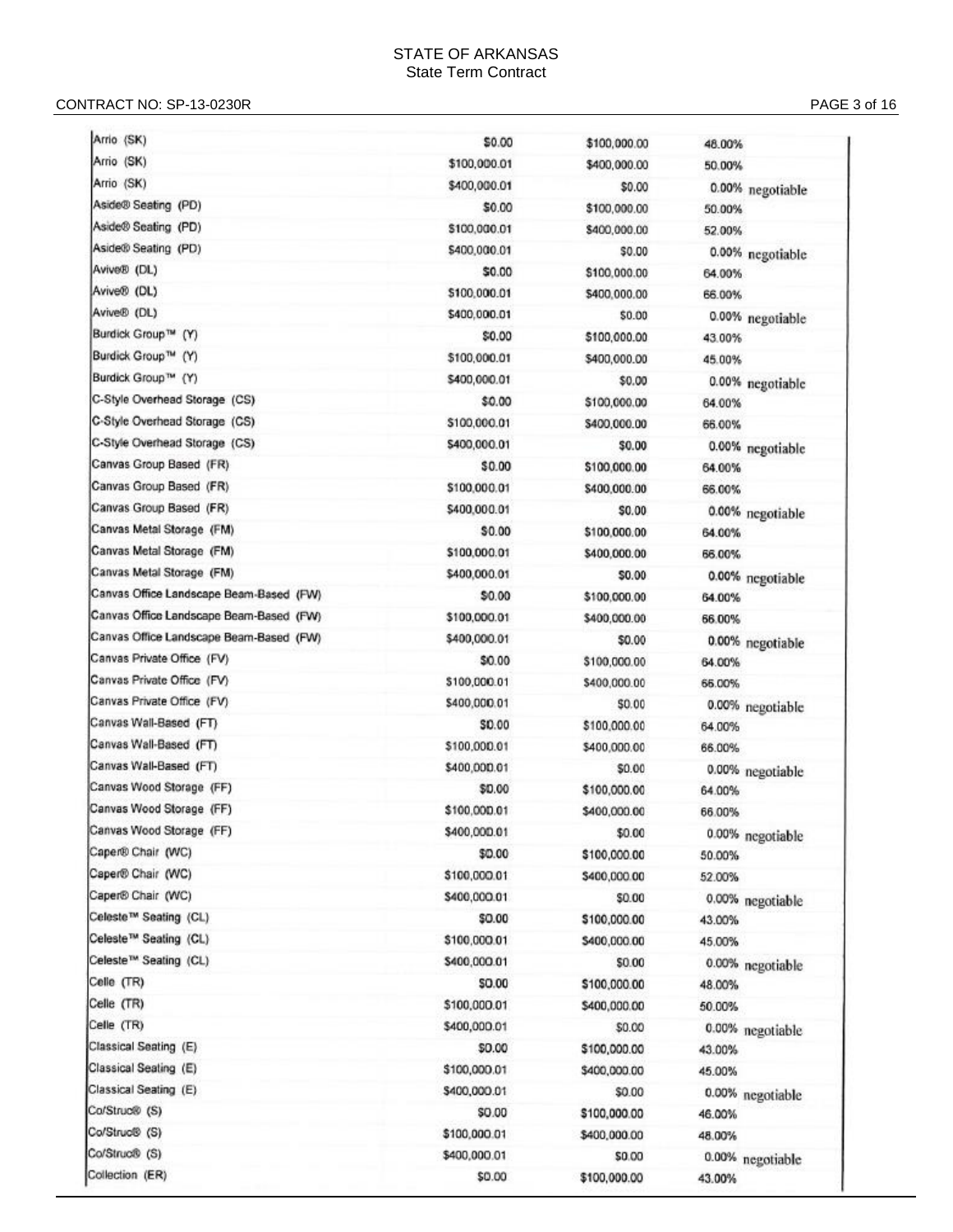| | | | |
|---|---|---|---|
| Arrio (SK) | $0.00 | $100,000.00 | 48.00% |
| Arrio (SK) | $100,000.01 | $400,000.00 | 50.00% |
| Arrio (SK) | $400,000.01 | $0.00 | 0.00% negotiable |
| Aside® Seating (PD) | $0.00 | $100,000.00 | 50.00% |
| Aside® Seating (PD) | $100,000.01 | $400,000.00 | 52.00% |
| Aside® Seating (PD) | $400,000.01 | $0.00 | 0.00% negotiable |
| Avive® (DL) | $0.00 | $100,000.00 | 64.00% |
| Avive® (DL) | $100,000.01 | $400,000.00 | 66.00% |
| Avive® (DL) | $400,000.01 | $0.00 | 0.00% negotiable |
| Burdick Group™ (Y) | $0.00 | $100,000.00 | 43.00% |
| Burdick Group™ (Y) | $100,000.01 | $400,000.00 | 45.00% |
| Burdick Group™ (Y) | $400,000.01 | $0.00 | 0.00% negotiable |
| C-Style Overhead Storage (CS) | $0.00 | $100,000.00 | 64.00% |
| C-Style Overhead Storage (CS) | $100,000.01 | $400,000.00 | 66.00% |
| C-Style Overhead Storage (CS) | $400,000.01 | $0.00 | 0.00% negotiable |
| Canvas Group Based (FR) | $0.00 | $100,000.00 | 64.00% |
| Canvas Group Based (FR) | $100,000.01 | $400,000.00 | 66.00% |
| Canvas Group Based (FR) | $400,000.01 | $0.00 | 0.00% negotiable |
| Canvas Metal Storage (FM) | $0.00 | $100,000.00 | 64.00% |
| Canvas Metal Storage (FM) | $100,000.01 | $400,000.00 | 66.00% |
| Canvas Metal Storage (FM) | $400,000.01 | $0.00 | 0.00% negotiable |
| Canvas Office Landscape Beam-Based (FW) | $0.00 | $100,000.00 | 64.00% |
| Canvas Office Landscape Beam-Based (FW) | $100,000.01 | $400,000.00 | 66.00% |
| Canvas Office Landscape Beam-Based (FW) | $400,000.01 | $0.00 | 0.00% negotiable |
| Canvas Private Office (FV) | $0.00 | $100,000.00 | 64.00% |
| Canvas Private Office (FV) | $100,000.01 | $400,000.00 | 66.00% |
| Canvas Private Office (FV) | $400,000.01 | $0.00 | 0.00% negotiable |
| Canvas Wall-Based (FT) | $0.00 | $100,000.00 | 64.00% |
| Canvas Wall-Based (FT) | $100,000.01 | $400,000.00 | 66.00% |
| Canvas Wall-Based (FT) | $400,000.01 | $0.00 | 0.00% negotiable |
| Canvas Wood Storage (FF) | $0.00 | $100,000.00 | 64.00% |
| Canvas Wood Storage (FF) | $100,000.01 | $400,000.00 | 66.00% |
| Canvas Wood Storage (FF) | $400,000.01 | $0.00 | 0.00% negotiable |
| Caper® Chair (WC) | $0.00 | $100,000.00 | 50.00% |
| Caper® Chair (WC) | $100,000.01 | $400,000.00 | 52.00% |
| Caper® Chair (WC) | $400,000.01 | $0.00 | 0.00% negotiable |
| Celeste™ Seating (CL) | $0.00 | $100,000.00 | 43.00% |
| Celeste™ Seating (CL) | $100,000.01 | $400,000.00 | 45.00% |
| Celeste™ Seating (CL) | $400,000.01 | $0.00 | 0.00% negotiable |
| Celle (TR) | $0.00 | $100,000.00 | 48.00% |
| Celle (TR) | $100,000.01 | $400,000.00 | 50.00% |
| Celle (TR) | $400,000.01 | $0.00 | 0.00% negotiable |
| Classical Seating (E) | $0.00 | $100,000.00 | 43.00% |
| Classical Seating (E) | $100,000.01 | $400,000.00 | 45.00% |
| Classical Seating (E) | $400,000.01 | $0.00 | 0.00% negotiable |
| Co/Struc® (S) | $0.00 | $100,000.00 | 46.00% |
| Co/Struc® (S) | $100,000.01 | $400,000.00 | 48.00% |
| Co/Struc® (S) | $400,000.01 | $0.00 | 0.00% negotiable |
| Collection (ER) | $0.00 | $100,000.00 | 43.00% |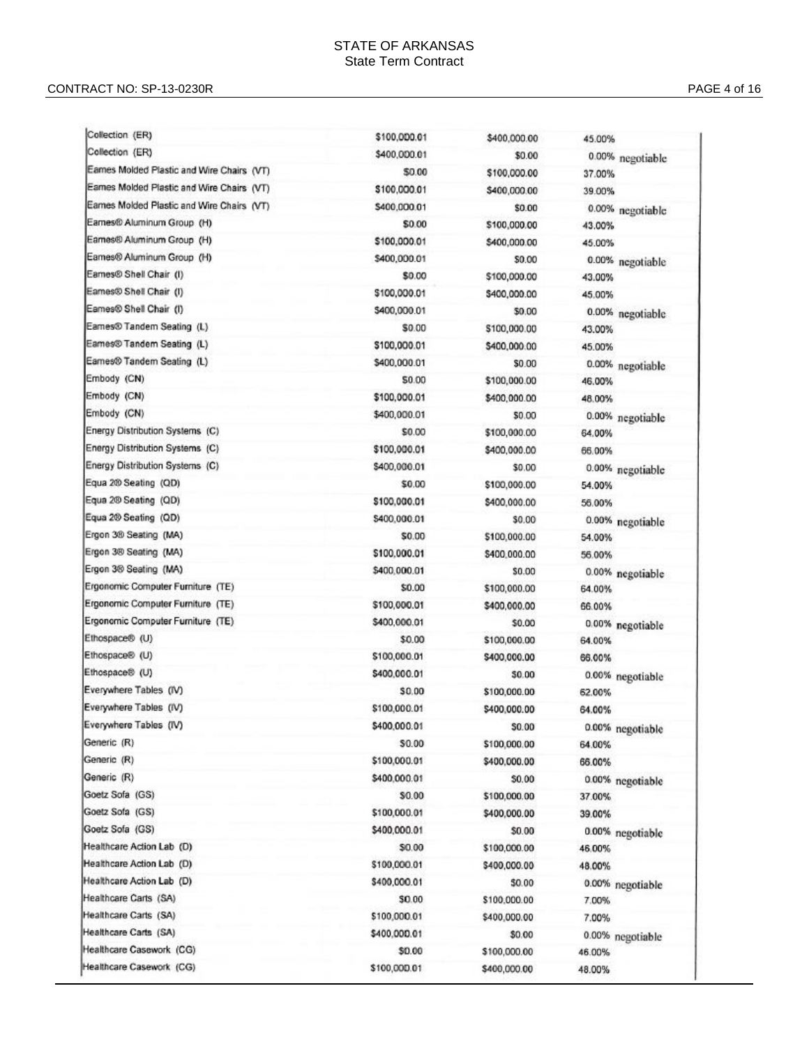STATE OF ARKANSAS
State Term Contract

CONTRACT NO: SP-13-0230R

| | | | |
|---|---|---|---|
| Collection (ER) | $100,000.01 | $400,000.00 | 45.00% |
| Collection (ER) | $400,000.01 | $0.00 | 0.00% negotiable |
| Eames Molded Plastic and Wire Chairs (VT) | $0.00 | $100,000.00 | 37.00% |
| Eames Molded Plastic and Wire Chairs (VT) | $100,000.01 | $400,000.00 | 39.00% |
| Eames Molded Plastic and Wire Chairs (VT) | $400,000.01 | $0.00 | 0.00% negotiable |
| Eames® Aluminum Group (H) | $0.00 | $100,000.00 | 43.00% |
| Eames® Aluminum Group (H) | $100,000.01 | $400,000.00 | 45.00% |
| Eames® Aluminum Group (H) | $400,000.01 | $0.00 | 0.00% negotiable |
| Eames® Shell Chair (I) | $0.00 | $100,000.00 | 43.00% |
| Eames® Shell Chair (I) | $100,000.01 | $400,000.00 | 45.00% |
| Eames® Shell Chair (I) | $400,000.01 | $0.00 | 0.00% negotiable |
| Eames® Tandem Seating (L) | $0.00 | $100,000.00 | 43.00% |
| Eames® Tandem Seating (L) | $100,000.01 | $400,000.00 | 45.00% |
| Eames® Tandem Seating (L) | $400,000.01 | $0.00 | 0.00% negotiable |
| Embody (CN) | $0.00 | $100,000.00 | 46.00% |
| Embody (CN) | $100,000.01 | $400,000.00 | 48.00% |
| Embody (CN) | $400,000.01 | $0.00 | 0.00% negotiable |
| Energy Distribution Systems (C) | $0.00 | $100,000.00 | 64.00% |
| Energy Distribution Systems (C) | $100,000.01 | $400,000.00 | 66.00% |
| Energy Distribution Systems (C) | $400,000.01 | $0.00 | 0.00% negotiable |
| Equa 2® Seating (QD) | $0.00 | $100,000.00 | 54.00% |
| Equa 2® Seating (QD) | $100,000.01 | $400,000.00 | 56.00% |
| Equa 2® Seating (QD) | $400,000.01 | $0.00 | 0.00% negotiable |
| Ergon 3® Seating (MA) | $0.00 | $100,000.00 | 54.00% |
| Ergon 3® Seating (MA) | $100,000.01 | $400,000.00 | 56.00% |
| Ergon 3® Seating (MA) | $400,000.01 | $0.00 | 0.00% negotiable |
| Ergonomic Computer Furniture (TE) | $0.00 | $100,000.00 | 64.00% |
| Ergonomic Computer Furniture (TE) | $100,000.01 | $400,000.00 | 66.00% |
| Ergonomic Computer Furniture (TE) | $400,000.01 | $0.00 | 0.00% negotiable |
| Ethospace® (U) | $0.00 | $100,000.00 | 64.00% |
| Ethospace® (U) | $100,000.01 | $400,000.00 | 66.00% |
| Ethospace® (U) | $400,000.01 | $0.00 | 0.00% negotiable |
| Everywhere Tables (IV) | $0.00 | $100,000.00 | 62.00% |
| Everywhere Tables (IV) | $100,000.01 | $400,000.00 | 64.00% |
| Everywhere Tables (IV) | $400,000.01 | $0.00 | 0.00% negotiable |
| Generic (R) | $0.00 | $100,000.00 | 64.00% |
| Generic (R) | $100,000.01 | $400,000.00 | 66.00% |
| Generic (R) | $400,000.01 | $0.00 | 0.00% negotiable |
| Goetz Sofa (GS) | $0.00 | $100,000.00 | 37.00% |
| Goetz Sofa (GS) | $100,000.01 | $400,000.00 | 39.00% |
| Goetz Sofa (GS) | $400,000.01 | $0.00 | 0.00% negotiable |
| Healthcare Action Lab (D) | $0.00 | $100,000.00 | 46.00% |
| Healthcare Action Lab (D) | $100,000.01 | $400,000.00 | 48.00% |
| Healthcare Action Lab (D) | $400,000.01 | $0.00 | 0.00% negotiable |
| Healthcare Carts (SA) | $0.00 | $100,000.00 | 7.00% |
| Healthcare Carts (SA) | $100,000.01 | $400,000.00 | 7.00% |
| Healthcare Carts (SA) | $400,000.01 | $0.00 | 0.00% negotiable |
| Healthcare Casework (CG) | $0.00 | $100,000.00 | 46.00% |
| Healthcare Casework (CG) | $100,000.01 | $400,000.00 | 48.00% |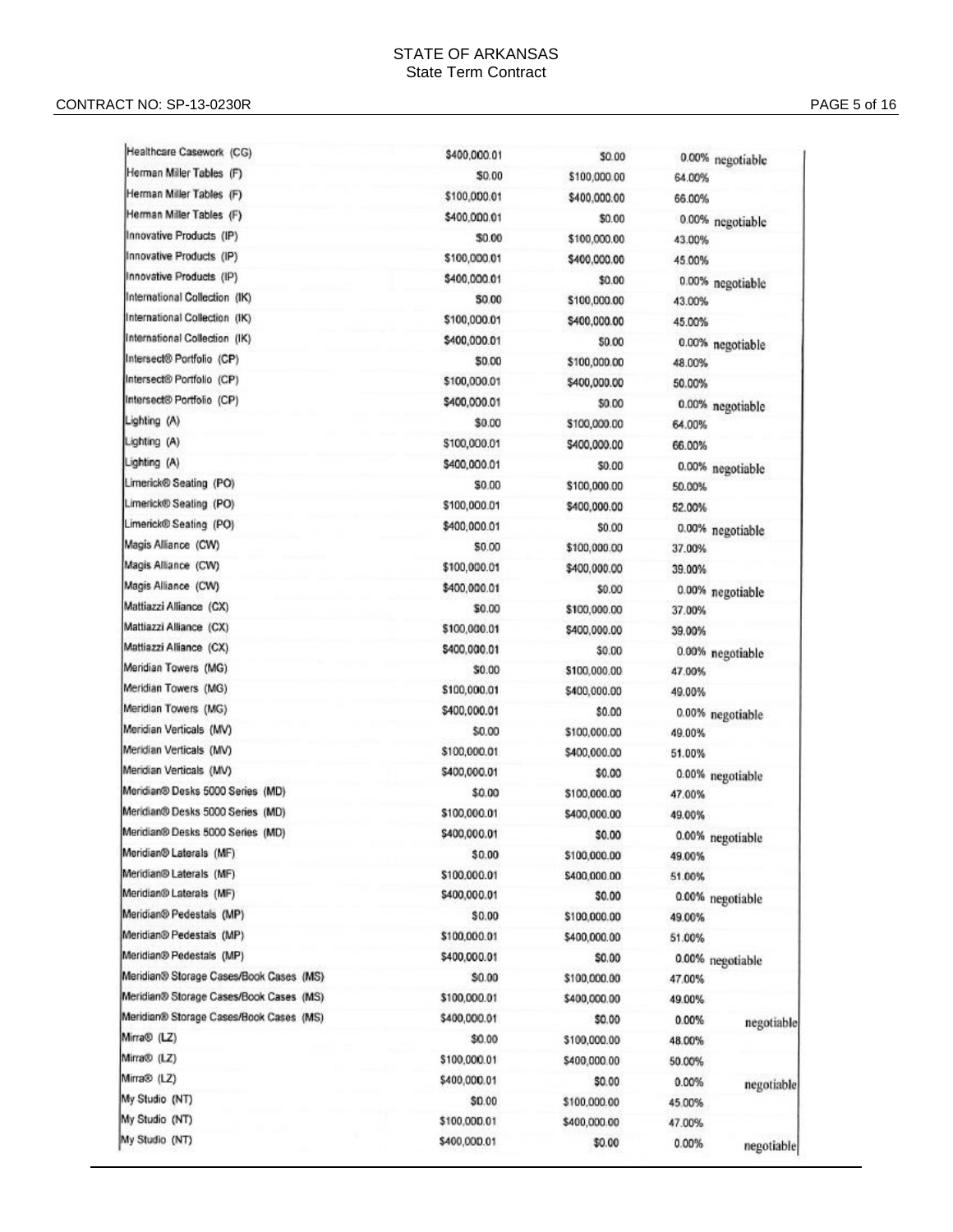| | | | | |
|---|---|---|---|---|
| Healthcare Casework (CG) | $400,000.01 | $0.00 | 0.00% | negotiable |
| Herman Miller Tables (F) | $0.00 | $100,000.00 | 64.00% | |
| Herman Miller Tables (F) | $100,000.01 | $400,000.00 | 66.00% | |
| Herman Miller Tables (F) | $400,000.01 | $0.00 | 0.00% | negotiable |
| Innovative Products (IP) | $0.00 | $100,000.00 | 43.00% | |
| Innovative Products (IP) | $100,000.01 | $400,000.00 | 45.00% | |
| Innovative Products (IP) | $400,000.01 | $0.00 | 0.00% | negotiable |
| International Collection (IK) | $0.00 | $100,000.00 | 43.00% | |
| International Collection (IK) | $100,000.01 | $400,000.00 | 45.00% | |
| International Collection (IK) | $400,000.01 | $0.00 | 0.00% | negotiable |
| Intersect® Portfolio (CP) | $0.00 | $100,000.00 | 48.00% | |
| Intersect® Portfolio (CP) | $100,000.01 | $400,000.00 | 50.00% | |
| Intersect® Portfolio (CP) | $400,000.01 | $0.00 | 0.00% | negotiable |
| Lighting (A) | $0.00 | $100,000.00 | 64.00% | |
| Lighting (A) | $100,000.01 | $400,000.00 | 66.00% | |
| Lighting (A) | $400,000.01 | $0.00 | 0.00% | negotiable |
| Limerick® Seating (PO) | $0.00 | $100,000.00 | 50.00% | |
| Limerick® Seating (PO) | $100,000.01 | $400,000.00 | 52.00% | |
| Limerick® Seating (PO) | $400,000.01 | $0.00 | 0.00% | negotiable |
| Magis Alliance (CW) | $0.00 | $100,000.00 | 37.00% | |
| Magis Alliance (CW) | $100,000.01 | $400,000.00 | 39.00% | |
| Magis Alliance (CW) | $400,000.01 | $0.00 | 0.00% | negotiable |
| Mattiazzi Alliance (CX) | $0.00 | $100,000.00 | 37.00% | |
| Mattiazzi Alliance (CX) | $100,000.01 | $400,000.00 | 39.00% | |
| Mattiazzi Alliance (CX) | $400,000.01 | $0.00 | 0.00% | negotiable |
| Meridian Towers (MG) | $0.00 | $100,000.00 | 47.00% | |
| Meridian Towers (MG) | $100,000.01 | $400,000.00 | 49.00% | |
| Meridian Towers (MG) | $400,000.01 | $0.00 | 0.00% | negotiable |
| Meridian Verticals (MV) | $0.00 | $100,000.00 | 49.00% | |
| Meridian Verticals (MV) | $100,000.01 | $400,000.00 | 51.00% | |
| Meridian Verticals (MV) | $400,000.01 | $0.00 | 0.00% | negotiable |
| Meridian® Desks 5000 Series (MD) | $0.00 | $100,000.00 | 47.00% | |
| Meridian® Desks 5000 Series (MD) | $100,000.01 | $400,000.00 | 49.00% | |
| Meridian® Desks 5000 Series (MD) | $400,000.01 | $0.00 | 0.00% | negotiable |
| Meridian® Laterals (MF) | $0.00 | $100,000.00 | 49.00% | |
| Meridian® Laterals (MF) | $100,000.01 | $400,000.00 | 51.00% | |
| Meridian® Laterals (MF) | $400,000.01 | $0.00 | 0.00% | negotiable |
| Meridian® Pedestals (MP) | $0.00 | $100,000.00 | 49.00% | |
| Meridian® Pedestals (MP) | $100,000.01 | $400,000.00 | 51.00% | |
| Meridian® Pedestals (MP) | $400,000.01 | $0.00 | 0.00% | negotiable |
| Meridian® Storage Cases/Book Cases (MS) | $0.00 | $100,000.00 | 47.00% | |
| Meridian® Storage Cases/Book Cases (MS) | $100,000.01 | $400,000.00 | 49.00% | |
| Meridian® Storage Cases/Book Cases (MS) | $400,000.01 | $0.00 | 0.00% | negotiable |
| Mirra® (LZ) | $0.00 | $100,000.00 | 48.00% | |
| Mirra® (LZ) | $100,000.01 | $400,000.00 | 50.00% | |
| Mirra® (LZ) | $400,000.01 | $0.00 | 0.00% | negotiable |
| My Studio (NT) | $0.00 | $100,000.00 | 45.00% | |
| My Studio (NT) | $100,000.01 | $400,000.00 | 47.00% | |
| My Studio (NT) | $400,000.01 | $0.00 | 0.00% | negotiable |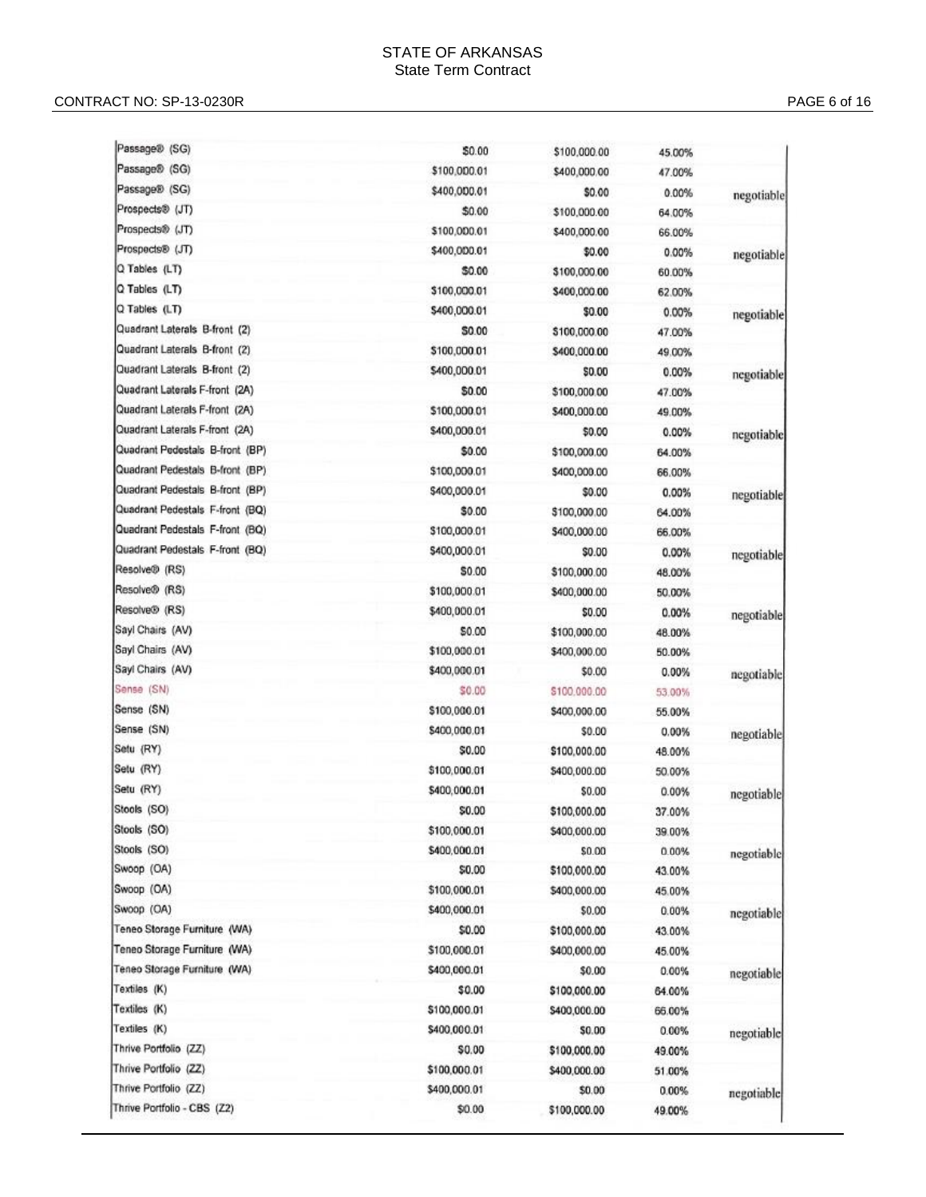| | | | | |
|---|---|---|---|---|
| Passage® (SG) | $0.00 | $100,000.00 | 45.00% | |
| Passage® (SG) | $100,000.01 | $400,000.00 | 47.00% | |
| Passage® (SG) | $400,000.01 | $0.00 | 0.00% | negotiable |
| Prospects® (JT) | $0.00 | $100,000.00 | 64.00% | |
| Prospects® (JT) | $100,000.01 | $400,000.00 | 66.00% | |
| Prospects® (JT) | $400,000.01 | $0.00 | 0.00% | negotiable |
| Q Tables (LT) | $0.00 | $100,000.00 | 60.00% | |
| Q Tables (LT) | $100,000.01 | $400,000.00 | 62.00% | |
| Q Tables (LT) | $400,000.01 | $0.00 | 0.00% | negotiable |
| Quadrant Laterals B-front (2) | $0.00 | $100,000.00 | 47.00% | |
| Quadrant Laterals B-front (2) | $100,000.01 | $400,000.00 | 49.00% | |
| Quadrant Laterals B-front (2) | $400,000.01 | $0.00 | 0.00% | negotiable |
| Quadrant Laterals F-front (2A) | $0.00 | $100,000.00 | 47.00% | |
| Quadrant Laterals F-front (2A) | $100,000.01 | $400,000.00 | 49.00% | |
| Quadrant Laterals F-front (2A) | $400,000.01 | $0.00 | 0.00% | negotiable |
| Quadrant Pedestals B-front (BP) | $0.00 | $100,000.00 | 64.00% | |
| Quadrant Pedestals B-front (BP) | $100,000.01 | $400,000.00 | 66.00% | |
| Quadrant Pedestals B-front (BP) | $400,000.01 | $0.00 | 0.00% | negotiable |
| Quadrant Pedestals F-front (BQ) | $0.00 | $100,000.00 | 64.00% | |
| Quadrant Pedestals F-front (BQ) | $100,000.01 | $400,000.00 | 66.00% | |
| Quadrant Pedestals F-front (BQ) | $400,000.01 | $0.00 | 0.00% | negotiable |
| Resolve® (RS) | $0.00 | $100,000.00 | 48.00% | |
| Resolve® (RS) | $100,000.01 | $400,000.00 | 50.00% | |
| Resolve® (RS) | $400,000.01 | $0.00 | 0.00% | negotiable |
| Sayl Chairs (AV) | $0.00 | $100,000.00 | 48.00% | |
| Sayl Chairs (AV) | $100,000.01 | $400,000.00 | 50.00% | |
| Sayl Chairs (AV) | $400,000.01 | $0.00 | 0.00% | negotiable |
| Sense (SN) | $0.00 | $100,000.00 | 53.00% | |
| Sense (SN) | $100,000.01 | $400,000.00 | 55.00% | |
| Sense (SN) | $400,000.01 | $0.00 | 0.00% | negotiable |
| Setu (RY) | $0.00 | $100,000.00 | 48.00% | |
| Setu (RY) | $100,000.01 | $400,000.00 | 50.00% | |
| Setu (RY) | $400,000.01 | $0.00 | 0.00% | negotiable |
| Stools (SO) | $0.00 | $100,000.00 | 37.00% | |
| Stools (SO) | $100,000.01 | $400,000.00 | 39.00% | |
| Stools (SO) | $400,000.01 | $0.00 | 0.00% | negotiable |
| Swoop (OA) | $0.00 | $100,000.00 | 43.00% | |
| Swoop (OA) | $100,000.01 | $400,000.00 | 45.00% | |
| Swoop (OA) | $400,000.01 | $0.00 | 0.00% | negotiable |
| Teneo Storage Furniture (WA) | $0.00 | $100,000.00 | 43.00% | |
| Teneo Storage Furniture (WA) | $100,000.01 | $400,000.00 | 45.00% | |
| Teneo Storage Furniture (WA) | $400,000.01 | $0.00 | 0.00% | negotiable |
| Textiles (K) | $0.00 | $100,000.00 | 64.00% | |
| Textiles (K) | $100,000.01 | $400,000.00 | 66.00% | |
| Textiles (K) | $400,000.01 | $0.00 | 0.00% | negotiable |
| Thrive Portfolio (ZZ) | $0.00 | $100,000.00 | 49.00% | |
| Thrive Portfolio (ZZ) | $100,000.01 | $400,000.00 | 51.00% | |
| Thrive Portfolio (ZZ) | $400,000.01 | $0.00 | 0.00% | negotiable |
| Thrive Portfolio - CBS (Z2) | $0.00 | $100,000.00 | 49.00% | |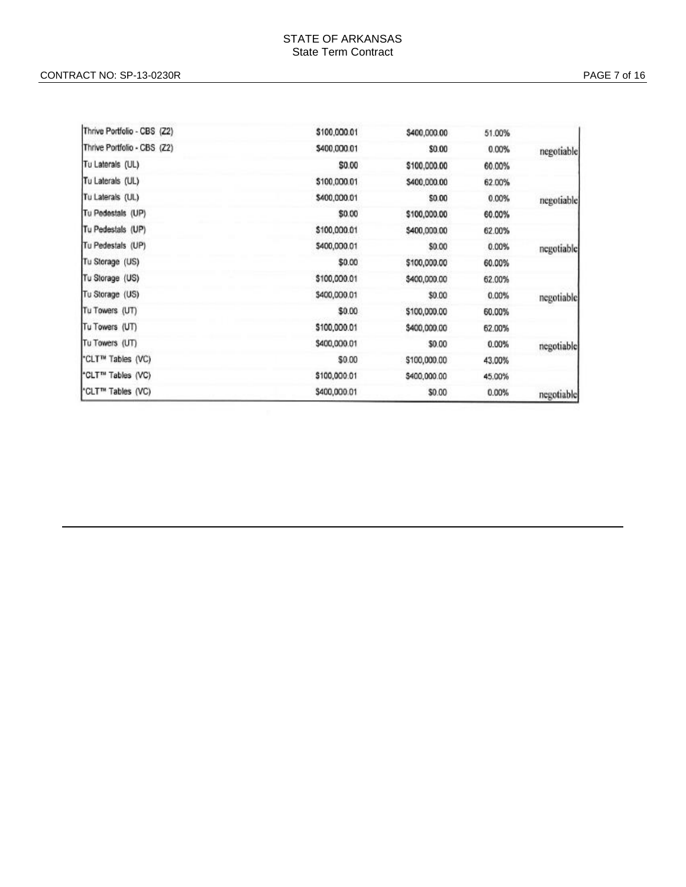| | | | | |
|---|---|---|---|---|
| Thrive Portfolio - CBS (Z2) | $100,000.01 | $400,000.00 | 51.00% | |
| Thrive Portfolio - CBS (Z2) | $400,000.01 | $0.00 | 0.00% | negotiable |
| Tu Laterals (UL) | $0.00 | $100,000.00 | 60.00% | |
| Tu Laterals (UL) | $100,000.01 | $400,000.00 | 62.00% | |
| Tu Laterals (UL) | $400,000.01 | $0.00 | 0.00% | negotiable |
| Tu Pedestals (UP) | $0.00 | $100,000.00 | 60.00% | |
| Tu Pedestals (UP) | $100,000.01 | $400,000.00 | 62.00% | |
| Tu Pedestals (UP) | $400,000.01 | $0.00 | 0.00% | negotiable |
| Tu Storage (US) | $0.00 | $100,000.00 | 60.00% | |
| Tu Storage (US) | $100,000.01 | $400,000.00 | 62.00% | |
| Tu Storage (US) | $400,000.01 | $0.00 | 0.00% | negotiable |
| Tu Towers (UT) | $0.00 | $100,000.00 | 60.00% | |
| Tu Towers (UT) | $100,000.01 | $400,000.00 | 62.00% | |
| Tu Towers (UT) | $400,000.01 | $0.00 | 0.00% | negotiable |
| *CLT™ Tables (VC) | $0.00 | $100,000.00 | 43.00% | |
| *CLT™ Tables (VC) | $100,000.01 | $400,000.00 | 45.00% | |
| *CLT™ Tables (VC) | $400,000.01 | $0.00 | 0.00% | negotiable |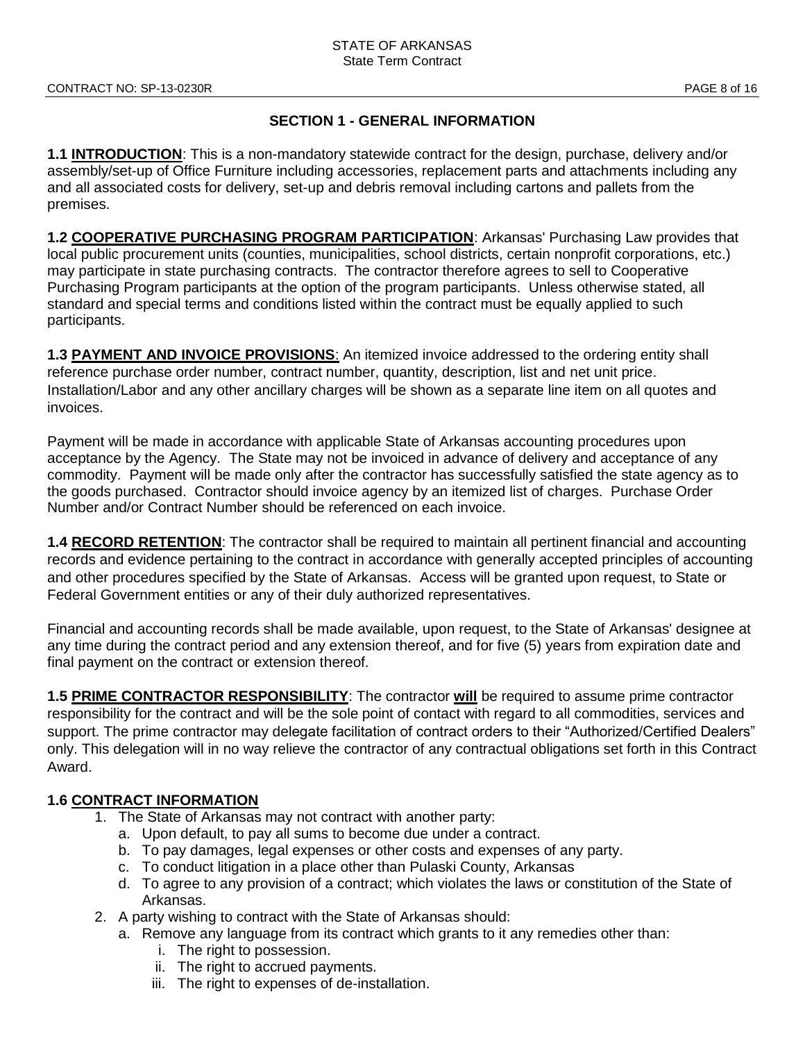## SECTION 1 - GENERAL INFORMATION

**1.1 INTRODUCTION**: This is a non-mandatory statewide contract for the design, purchase, delivery and/or assembly/set-up of Office Furniture including accessories, replacement parts and attachments including any and all associated costs for delivery, set-up and debris removal including cartons and pallets from the premises.

**1.2 COOPERATIVE PURCHASING PROGRAM PARTICIPATION**: Arkansas' Purchasing Law provides that local public procurement units (counties, municipalities, school districts, certain nonprofit corporations, etc.) may participate in state purchasing contracts. The contractor therefore agrees to sell to Cooperative Purchasing Program participants at the option of the program participants. Unless otherwise stated, all standard and special terms and conditions listed within the contract must be equally applied to such participants.

**1.3 PAYMENT AND INVOICE PROVISIONS**: An itemized invoice addressed to the ordering entity shall reference purchase order number, contract number, quantity, description, list and net unit price. Installation/Labor and any other ancillary charges will be shown as a separate line item on all quotes and invoices.

Payment will be made in accordance with applicable State of Arkansas accounting procedures upon acceptance by the Agency. The State may not be invoiced in advance of delivery and acceptance of any commodity. Payment will be made only after the contractor has successfully satisfied the state agency as to the goods purchased. Contractor should invoice agency by an itemized list of charges. Purchase Order Number and/or Contract Number should be referenced on each invoice.

**1.4 RECORD RETENTION**: The contractor shall be required to maintain all pertinent financial and accounting records and evidence pertaining to the contract in accordance with generally accepted principles of accounting and other procedures specified by the State of Arkansas. Access will be granted upon request, to State or Federal Government entities or any of their duly authorized representatives.

Financial and accounting records shall be made available, upon request, to the State of Arkansas' designee at any time during the contract period and any extension thereof, and for five (5) years from expiration date and final payment on the contract or extension thereof.

**1.5 PRIME CONTRACTOR RESPONSIBILITY**: The contractor **will** be required to assume prime contractor responsibility for the contract and will be the sole point of contact with regard to all commodities, services and support. The prime contractor may delegate facilitation of contract orders to their "Authorized/Certified Dealers" only. This delegation will in no way relieve the contractor of any contractual obligations set forth in this Contract Award.

**1.6 CONTRACT INFORMATION**

1. The State of Arkansas may not contract with another party:
   a. Upon default, to pay all sums to become due under a contract.
   b. To pay damages, legal expenses or other costs and expenses of any party.
   c. To conduct litigation in a place other than Pulaski County, Arkansas
   d. To agree to any provision of a contract; which violates the laws or constitution of the State of Arkansas.
2. A party wishing to contract with the State of Arkansas should:
   a. Remove any language from its contract which grants to it any remedies other than:
      i. The right to possession.
      ii. The right to accrued payments.
      iii. The right to expenses of de-installation.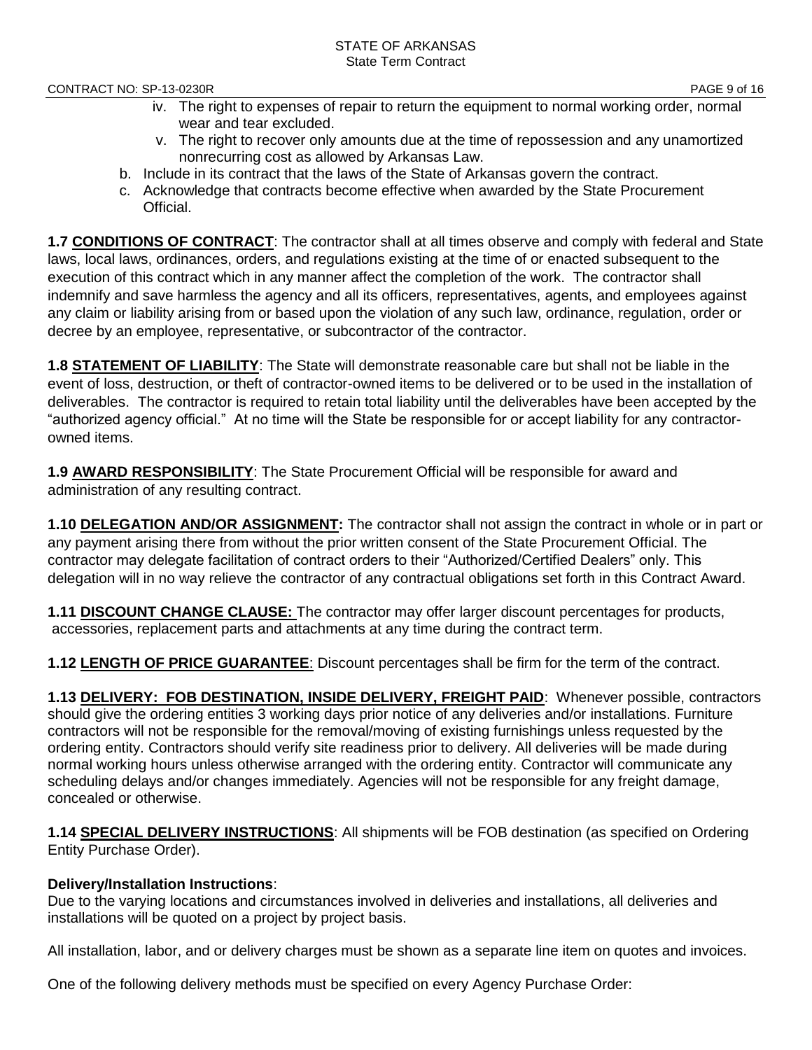iv. The right to expenses of repair to return the equipment to normal working order, normal wear and tear excluded.
   v. The right to recover only amounts due at the time of repossession and any unamortized nonrecurring cost as allowed by Arkansas Law.

b. Include in its contract that the laws of the State of Arkansas govern the contract.
c. Acknowledge that contracts become effective when awarded by the State Procurement Official.

**1.7 CONDITIONS OF CONTRACT**: The contractor shall at all times observe and comply with federal and State laws, local laws, ordinances, orders, and regulations existing at the time of or enacted subsequent to the execution of this contract which in any manner affect the completion of the work. The contractor shall indemnify and save harmless the agency and all its officers, representatives, agents, and employees against any claim or liability arising from or based upon the violation of any such law, ordinance, regulation, order or decree by an employee, representative, or subcontractor of the contractor.

**1.8 STATEMENT OF LIABILITY**: The State will demonstrate reasonable care but shall not be liable in the event of loss, destruction, or theft of contractor-owned items to be delivered or to be used in the installation of deliverables. The contractor is required to retain total liability until the deliverables have been accepted by the "authorized agency official." At no time will the State be responsible for or accept liability for any contractor-owned items.

**1.9 AWARD RESPONSIBILITY**: The State Procurement Official will be responsible for award and administration of any resulting contract.

**1.10 DELEGATION AND/OR ASSIGNMENT:** The contractor shall not assign the contract in whole or in part or any payment arising there from without the prior written consent of the State Procurement Official. The contractor may delegate facilitation of contract orders to their "Authorized/Certified Dealers" only. This delegation will in no way relieve the contractor of any contractual obligations set forth in this Contract Award.

**1.11 DISCOUNT CHANGE CLAUSE:** The contractor may offer larger discount percentages for products, accessories, replacement parts and attachments at any time during the contract term.

**1.12 LENGTH OF PRICE GUARANTEE**: Discount percentages shall be firm for the term of the contract.

**1.13 DELIVERY: FOB DESTINATION, INSIDE DELIVERY, FREIGHT PAID**: Whenever possible, contractors should give the ordering entities 3 working days prior notice of any deliveries and/or installations. Furniture contractors will not be responsible for the removal/moving of existing furnishings unless requested by the ordering entity. Contractors should verify site readiness prior to delivery. All deliveries will be made during normal working hours unless otherwise arranged with the ordering entity. Contractor will communicate any scheduling delays and/or changes immediately. Agencies will not be responsible for any freight damage, concealed or otherwise.

**1.14 SPECIAL DELIVERY INSTRUCTIONS**: All shipments will be FOB destination (as specified on Ordering Entity Purchase Order).

**Delivery/Installation Instructions**:

Due to the varying locations and circumstances involved in deliveries and installations, all deliveries and installations will be quoted on a project by project basis.

All installation, labor, and or delivery charges must be shown as a separate line item on quotes and invoices.

One of the following delivery methods must be specified on every Agency Purchase Order: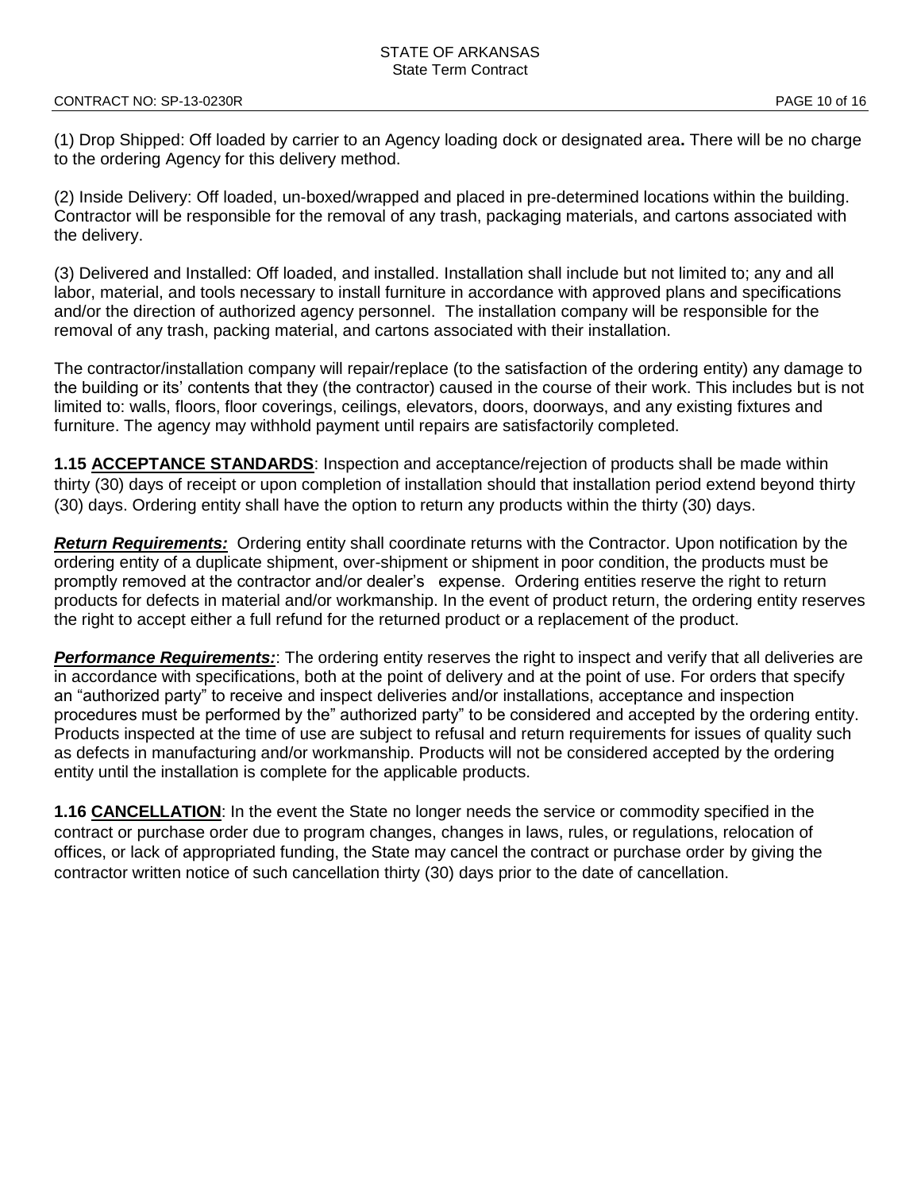(1) Drop Shipped: Off loaded by carrier to an Agency loading dock or designated area**.** There will be no charge to the ordering Agency for this delivery method.

(2) Inside Delivery: Off loaded, un-boxed/wrapped and placed in pre-determined locations within the building. Contractor will be responsible for the removal of any trash, packaging materials, and cartons associated with the delivery.

(3) Delivered and Installed: Off loaded, and installed. Installation shall include but not limited to; any and all labor, material, and tools necessary to install furniture in accordance with approved plans and specifications and/or the direction of authorized agency personnel. The installation company will be responsible for the removal of any trash, packing material, and cartons associated with their installation.

The contractor/installation company will repair/replace (to the satisfaction of the ordering entity) any damage to the building or its' contents that they (the contractor) caused in the course of their work. This includes but is not limited to: walls, floors, floor coverings, ceilings, elevators, doors, doorways, and any existing fixtures and furniture. The agency may withhold payment until repairs are satisfactorily completed.

**1.15 ACCEPTANCE STANDARDS**: Inspection and acceptance/rejection of products shall be made within thirty (30) days of receipt or upon completion of installation should that installation period extend beyond thirty (30) days. Ordering entity shall have the option to return any products within the thirty (30) days.

***Return Requirements:*** Ordering entity shall coordinate returns with the Contractor. Upon notification by the ordering entity of a duplicate shipment, over-shipment or shipment in poor condition, the products must be promptly removed at the contractor and/or dealer's expense. Ordering entities reserve the right to return products for defects in material and/or workmanship. In the event of product return, the ordering entity reserves the right to accept either a full refund for the returned product or a replacement of the product.

***Performance Requirements:***: The ordering entity reserves the right to inspect and verify that all deliveries are in accordance with specifications, both at the point of delivery and at the point of use. For orders that specify an "authorized party" to receive and inspect deliveries and/or installations, acceptance and inspection procedures must be performed by the" authorized party" to be considered and accepted by the ordering entity. Products inspected at the time of use are subject to refusal and return requirements for issues of quality such as defects in manufacturing and/or workmanship. Products will not be considered accepted by the ordering entity until the installation is complete for the applicable products.

**1.16 CANCELLATION**: In the event the State no longer needs the service or commodity specified in the contract or purchase order due to program changes, changes in laws, rules, or regulations, relocation of offices, or lack of appropriated funding, the State may cancel the contract or purchase order by giving the contractor written notice of such cancellation thirty (30) days prior to the date of cancellation.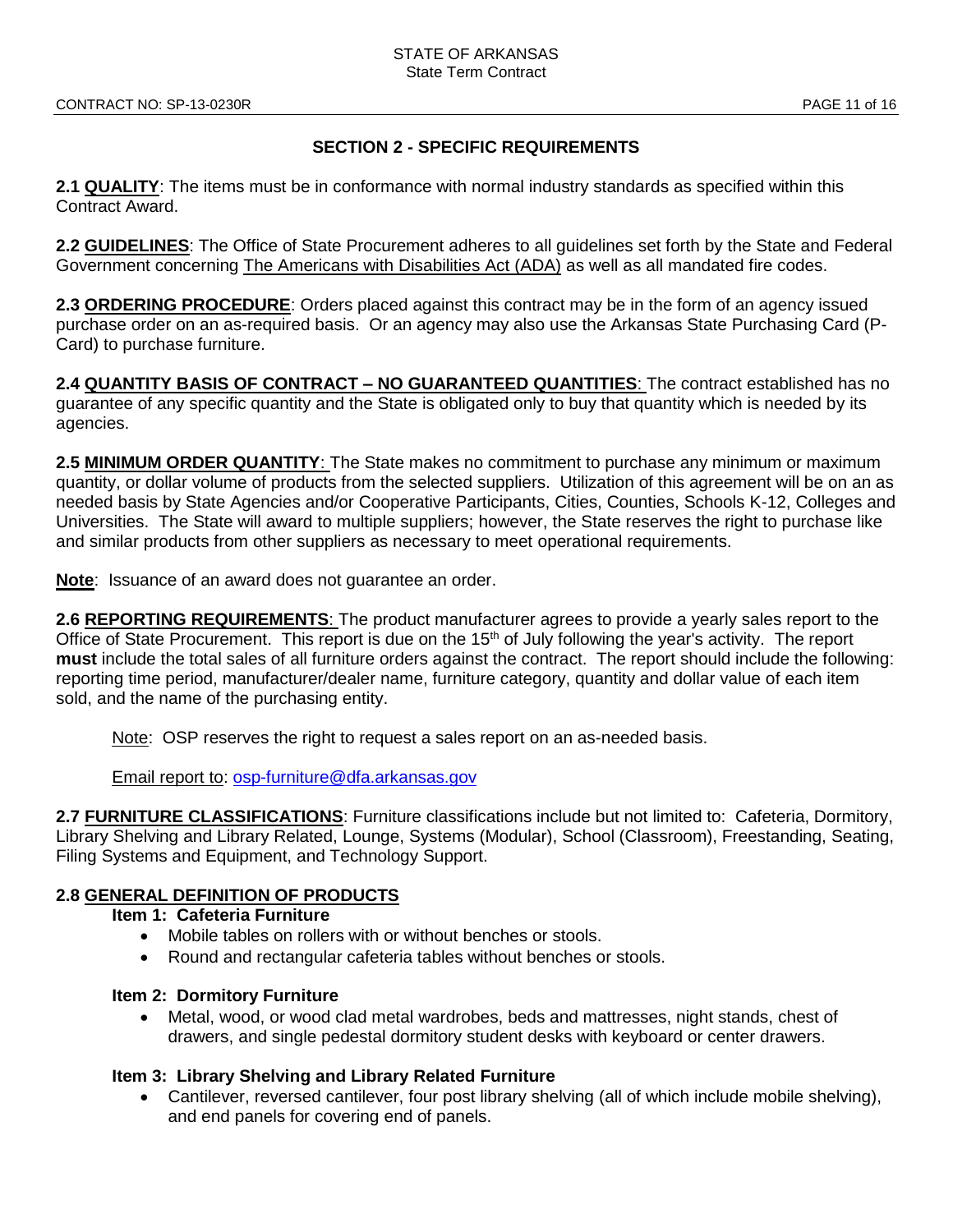## SECTION 2 - SPECIFIC REQUIREMENTS

**2.1 QUALITY**: The items must be in conformance with normal industry standards as specified within this Contract Award.

**2.2 GUIDELINES**: The Office of State Procurement adheres to all guidelines set forth by the State and Federal Government concerning The Americans with Disabilities Act (ADA) as well as all mandated fire codes.

**2.3 ORDERING PROCEDURE**: Orders placed against this contract may be in the form of an agency issued purchase order on an as-required basis. Or an agency may also use the Arkansas State Purchasing Card (P-Card) to purchase furniture.

**2.4 QUANTITY BASIS OF CONTRACT – NO GUARANTEED QUANTITIES**: The contract established has no guarantee of any specific quantity and the State is obligated only to buy that quantity which is needed by its agencies.

**2.5 MINIMUM ORDER QUANTITY**: The State makes no commitment to purchase any minimum or maximum quantity, or dollar volume of products from the selected suppliers. Utilization of this agreement will be on an as needed basis by State Agencies and/or Cooperative Participants, Cities, Counties, Schools K-12, Colleges and Universities. The State will award to multiple suppliers; however, the State reserves the right to purchase like and similar products from other suppliers as necessary to meet operational requirements.

**Note**: Issuance of an award does not guarantee an order.

**2.6 REPORTING REQUIREMENTS**: The product manufacturer agrees to provide a yearly sales report to the Office of State Procurement. This report is due on the 15th of July following the year's activity. The report **must** include the total sales of all furniture orders against the contract. The report should include the following: reporting time period, manufacturer/dealer name, furniture category, quantity and dollar value of each item sold, and the name of the purchasing entity.

> Note: OSP reserves the right to request a sales report on an as-needed basis.
>
> Email report to: osp-furniture@dfa.arkansas.gov

**2.7 FURNITURE CLASSIFICATIONS**: Furniture classifications include but not limited to: Cafeteria, Dormitory, Library Shelving and Library Related, Lounge, Systems (Modular), School (Classroom), Freestanding, Seating, Filing Systems and Equipment, and Technology Support.

**2.8 GENERAL DEFINITION OF PRODUCTS**

**Item 1: Cafeteria Furniture**

- Mobile tables on rollers with or without benches or stools.
- Round and rectangular cafeteria tables without benches or stools.

**Item 2: Dormitory Furniture**

- Metal, wood, or wood clad metal wardrobes, beds and mattresses, night stands, chest of drawers, and single pedestal dormitory student desks with keyboard or center drawers.

**Item 3: Library Shelving and Library Related Furniture**

- Cantilever, reversed cantilever, four post library shelving (all of which include mobile shelving), and end panels for covering end of panels.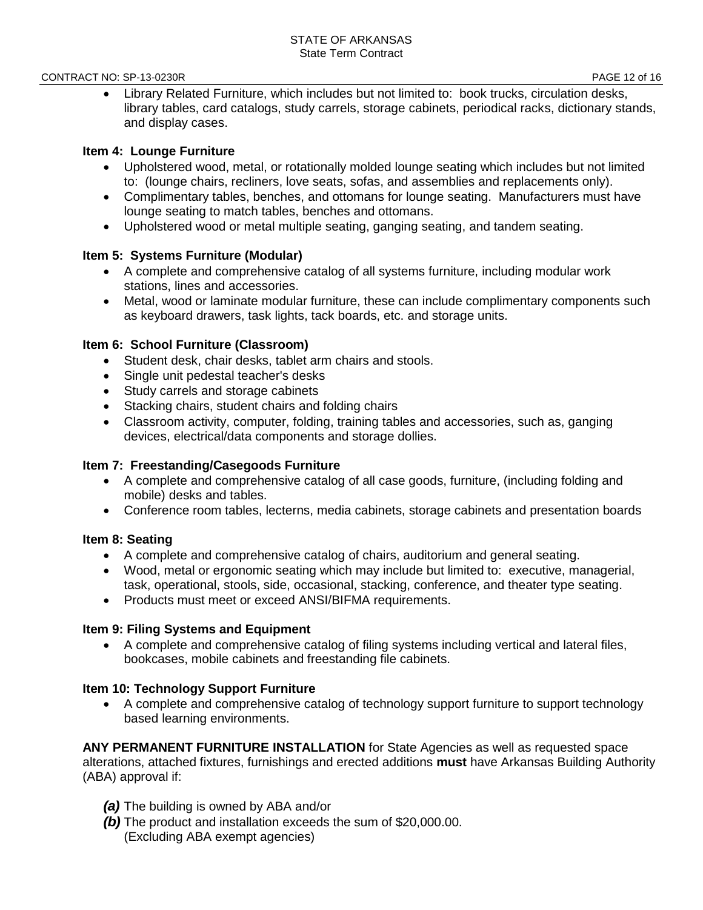- Library Related Furniture, which includes but not limited to: book trucks, circulation desks, library tables, card catalogs, study carrels, storage cabinets, periodical racks, dictionary stands, and display cases.

**Item 4: Lounge Furniture**

- Upholstered wood, metal, or rotationally molded lounge seating which includes but not limited to: (lounge chairs, recliners, love seats, sofas, and assemblies and replacements only).
- Complimentary tables, benches, and ottomans for lounge seating. Manufacturers must have lounge seating to match tables, benches and ottomans.
- Upholstered wood or metal multiple seating, ganging seating, and tandem seating.

**Item 5: Systems Furniture (Modular)**

- A complete and comprehensive catalog of all systems furniture, including modular work stations, lines and accessories.
- Metal, wood or laminate modular furniture, these can include complimentary components such as keyboard drawers, task lights, tack boards, etc. and storage units.

**Item 6: School Furniture (Classroom)**

- Student desk, chair desks, tablet arm chairs and stools.
- Single unit pedestal teacher's desks
- Study carrels and storage cabinets
- Stacking chairs, student chairs and folding chairs
- Classroom activity, computer, folding, training tables and accessories, such as, ganging devices, electrical/data components and storage dollies.

**Item 7: Freestanding/Casegoods Furniture**

- A complete and comprehensive catalog of all case goods, furniture, (including folding and mobile) desks and tables.
- Conference room tables, lecterns, media cabinets, storage cabinets and presentation boards

**Item 8: Seating**

- A complete and comprehensive catalog of chairs, auditorium and general seating.
- Wood, metal or ergonomic seating which may include but limited to: executive, managerial, task, operational, stools, side, occasional, stacking, conference, and theater type seating.
- Products must meet or exceed ANSI/BIFMA requirements.

**Item 9: Filing Systems and Equipment**

- A complete and comprehensive catalog of filing systems including vertical and lateral files, bookcases, mobile cabinets and freestanding file cabinets.

**Item 10: Technology Support Furniture**

- A complete and comprehensive catalog of technology support furniture to support technology based learning environments.

**ANY PERMANENT FURNITURE INSTALLATION** for State Agencies as well as requested space alterations, attached fixtures, furnishings and erected additions **must** have Arkansas Building Authority (ABA) approval if:

***(a)*** The building is owned by ABA and/or
***(b)*** The product and installation exceeds the sum of $20,000.00. (Excluding ABA exempt agencies)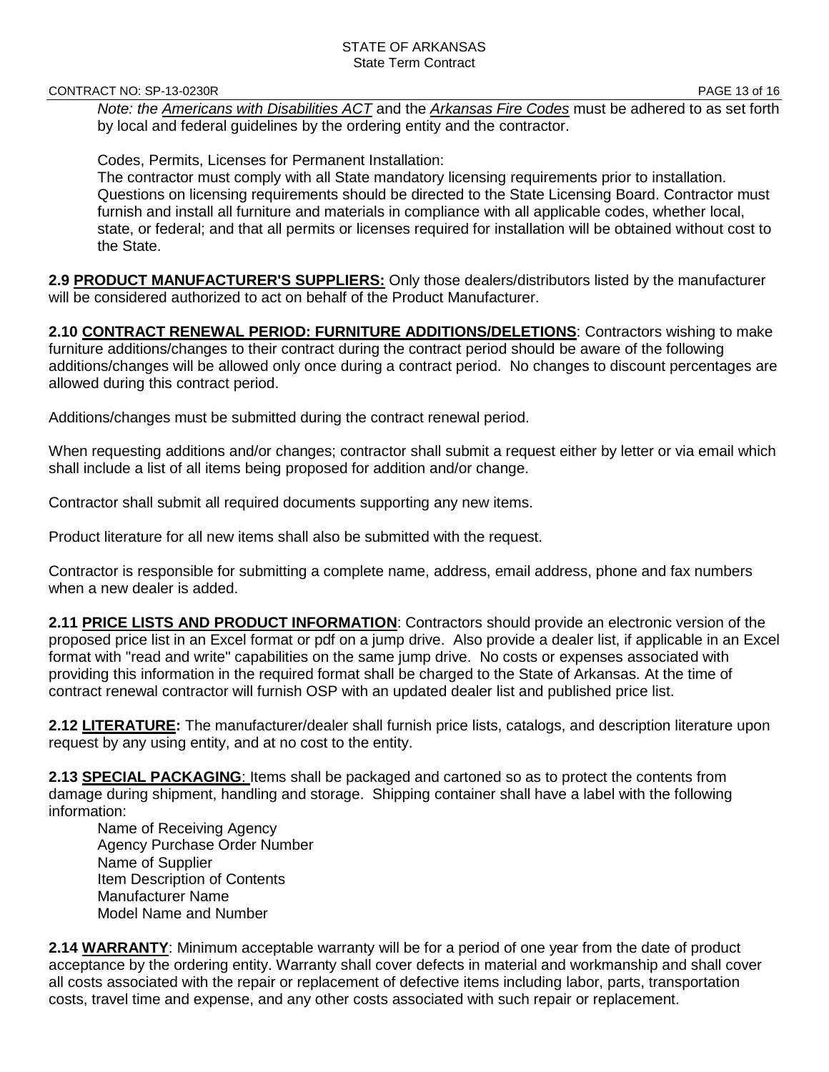*Note: the Americans with Disabilities ACT and the Arkansas Fire Codes must be adhered to as set forth by local and federal guidelines by the ordering entity and the contractor.*

Codes, Permits, Licenses for Permanent Installation:
The contractor must comply with all State mandatory licensing requirements prior to installation. Questions on licensing requirements should be directed to the State Licensing Board. Contractor must furnish and install all furniture and materials in compliance with all applicable codes, whether local, state, or federal; and that all permits or licenses required for installation will be obtained without cost to the State.

**2.9 PRODUCT MANUFACTURER'S SUPPLIERS:** Only those dealers/distributors listed by the manufacturer will be considered authorized to act on behalf of the Product Manufacturer.

**2.10 CONTRACT RENEWAL PERIOD: FURNITURE ADDITIONS/DELETIONS**: Contractors wishing to make furniture additions/changes to their contract during the contract period should be aware of the following additions/changes will be allowed only once during a contract period. No changes to discount percentages are allowed during this contract period.

Additions/changes must be submitted during the contract renewal period.

When requesting additions and/or changes; contractor shall submit a request either by letter or via email which shall include a list of all items being proposed for addition and/or change.

Contractor shall submit all required documents supporting any new items.

Product literature for all new items shall also be submitted with the request.

Contractor is responsible for submitting a complete name, address, email address, phone and fax numbers when a new dealer is added.

**2.11 PRICE LISTS AND PRODUCT INFORMATION**: Contractors should provide an electronic version of the proposed price list in an Excel format or pdf on a jump drive. Also provide a dealer list, if applicable in an Excel format with "read and write" capabilities on the same jump drive. No costs or expenses associated with providing this information in the required format shall be charged to the State of Arkansas. At the time of contract renewal contractor will furnish OSP with an updated dealer list and published price list.

**2.12 LITERATURE:** The manufacturer/dealer shall furnish price lists, catalogs, and description literature upon request by any using entity, and at no cost to the entity.

**2.13 SPECIAL PACKAGING**: Items shall be packaged and cartoned so as to protect the contents from damage during shipment, handling and storage. Shipping container shall have a label with the following information:

Name of Receiving Agency
Agency Purchase Order Number
Name of Supplier
Item Description of Contents
Manufacturer Name
Model Name and Number

**2.14 WARRANTY**: Minimum acceptable warranty will be for a period of one year from the date of product acceptance by the ordering entity. Warranty shall cover defects in material and workmanship and shall cover all costs associated with the repair or replacement of defective items including labor, parts, transportation costs, travel time and expense, and any other costs associated with such repair or replacement.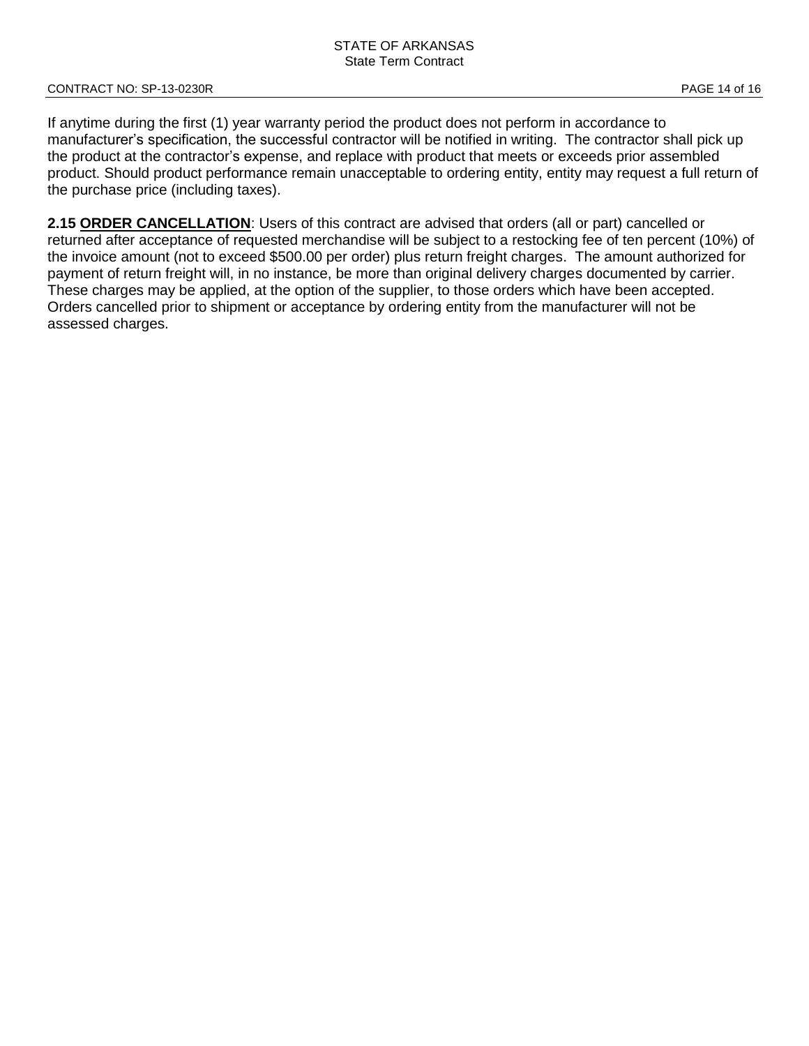If anytime during the first (1) year warranty period the product does not perform in accordance to manufacturer's specification, the successful contractor will be notified in writing. The contractor shall pick up the product at the contractor's expense, and replace with product that meets or exceeds prior assembled product. Should product performance remain unacceptable to ordering entity, entity may request a full return of the purchase price (including taxes).

**2.15 <u>ORDER CANCELLATION</u>**: Users of this contract are advised that orders (all or part) cancelled or returned after acceptance of requested merchandise will be subject to a restocking fee of ten percent (10%) of the invoice amount (not to exceed $500.00 per order) plus return freight charges. The amount authorized for payment of return freight will, in no instance, be more than original delivery charges documented by carrier. These charges may be applied, at the option of the supplier, to those orders which have been accepted. Orders cancelled prior to shipment or acceptance by ordering entity from the manufacturer will not be assessed charges.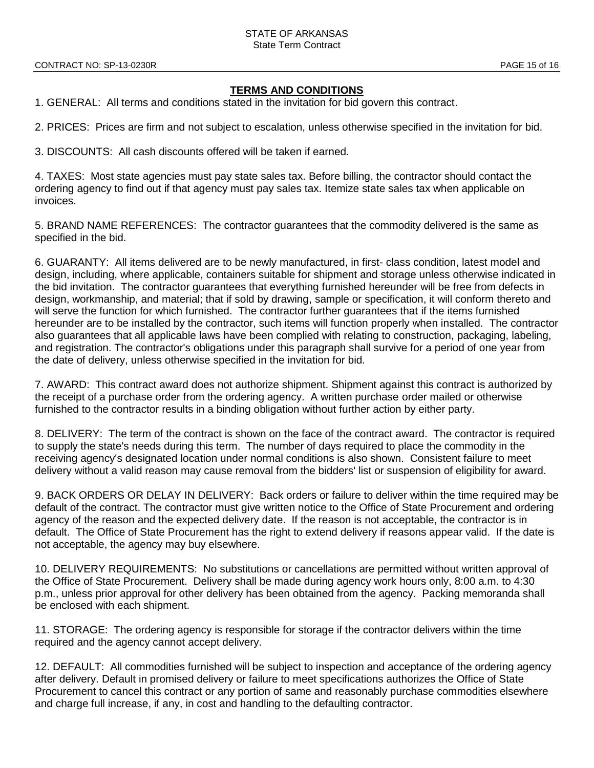## TERMS AND CONDITIONS

1. GENERAL: All terms and conditions stated in the invitation for bid govern this contract.

2. PRICES: Prices are firm and not subject to escalation, unless otherwise specified in the invitation for bid.

3. DISCOUNTS: All cash discounts offered will be taken if earned.

4. TAXES: Most state agencies must pay state sales tax. Before billing, the contractor should contact the ordering agency to find out if that agency must pay sales tax. Itemize state sales tax when applicable on invoices.

5. BRAND NAME REFERENCES: The contractor guarantees that the commodity delivered is the same as specified in the bid.

6. GUARANTY: All items delivered are to be newly manufactured, in first- class condition, latest model and design, including, where applicable, containers suitable for shipment and storage unless otherwise indicated in the bid invitation. The contractor guarantees that everything furnished hereunder will be free from defects in design, workmanship, and material; that if sold by drawing, sample or specification, it will conform thereto and will serve the function for which furnished. The contractor further guarantees that if the items furnished hereunder are to be installed by the contractor, such items will function properly when installed. The contractor also guarantees that all applicable laws have been complied with relating to construction, packaging, labeling, and registration. The contractor's obligations under this paragraph shall survive for a period of one year from the date of delivery, unless otherwise specified in the invitation for bid.

7. AWARD: This contract award does not authorize shipment. Shipment against this contract is authorized by the receipt of a purchase order from the ordering agency. A written purchase order mailed or otherwise furnished to the contractor results in a binding obligation without further action by either party.

8. DELIVERY: The term of the contract is shown on the face of the contract award. The contractor is required to supply the state's needs during this term. The number of days required to place the commodity in the receiving agency's designated location under normal conditions is also shown. Consistent failure to meet delivery without a valid reason may cause removal from the bidders' list or suspension of eligibility for award.

9. BACK ORDERS OR DELAY IN DELIVERY: Back orders or failure to deliver within the time required may be default of the contract. The contractor must give written notice to the Office of State Procurement and ordering agency of the reason and the expected delivery date. If the reason is not acceptable, the contractor is in default. The Office of State Procurement has the right to extend delivery if reasons appear valid. If the date is not acceptable, the agency may buy elsewhere.

10. DELIVERY REQUIREMENTS: No substitutions or cancellations are permitted without written approval of the Office of State Procurement. Delivery shall be made during agency work hours only, 8:00 a.m. to 4:30 p.m., unless prior approval for other delivery has been obtained from the agency. Packing memoranda shall be enclosed with each shipment.

11. STORAGE: The ordering agency is responsible for storage if the contractor delivers within the time required and the agency cannot accept delivery.

12. DEFAULT: All commodities furnished will be subject to inspection and acceptance of the ordering agency after delivery. Default in promised delivery or failure to meet specifications authorizes the Office of State Procurement to cancel this contract or any portion of same and reasonably purchase commodities elsewhere and charge full increase, if any, in cost and handling to the defaulting contractor.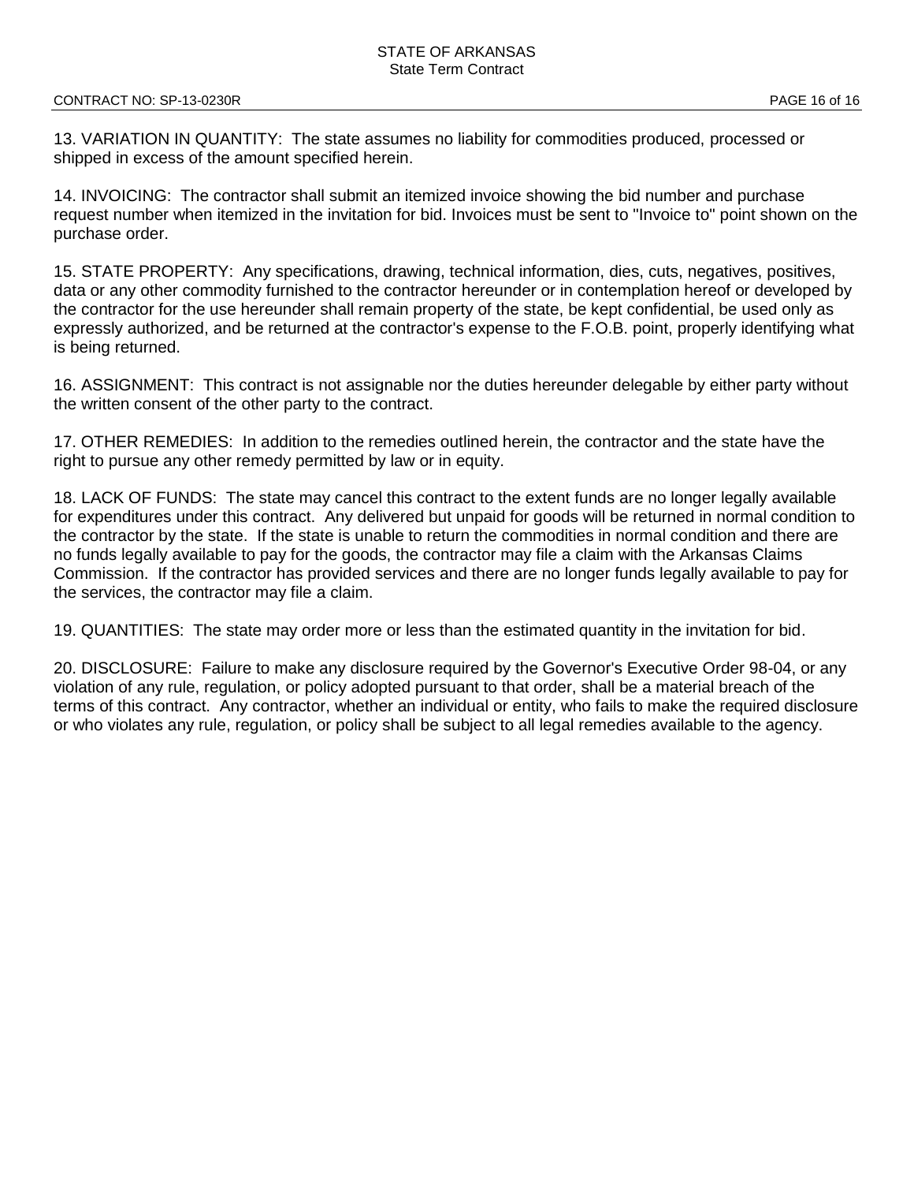13. VARIATION IN QUANTITY: The state assumes no liability for commodities produced, processed or shipped in excess of the amount specified herein.

14. INVOICING: The contractor shall submit an itemized invoice showing the bid number and purchase request number when itemized in the invitation for bid. Invoices must be sent to "Invoice to" point shown on the purchase order.

15. STATE PROPERTY: Any specifications, drawing, technical information, dies, cuts, negatives, positives, data or any other commodity furnished to the contractor hereunder or in contemplation hereof or developed by the contractor for the use hereunder shall remain property of the state, be kept confidential, be used only as expressly authorized, and be returned at the contractor's expense to the F.O.B. point, properly identifying what is being returned.

16. ASSIGNMENT: This contract is not assignable nor the duties hereunder delegable by either party without the written consent of the other party to the contract.

17. OTHER REMEDIES: In addition to the remedies outlined herein, the contractor and the state have the right to pursue any other remedy permitted by law or in equity.

18. LACK OF FUNDS: The state may cancel this contract to the extent funds are no longer legally available for expenditures under this contract. Any delivered but unpaid for goods will be returned in normal condition to the contractor by the state. If the state is unable to return the commodities in normal condition and there are no funds legally available to pay for the goods, the contractor may file a claim with the Arkansas Claims Commission. If the contractor has provided services and there are no longer funds legally available to pay for the services, the contractor may file a claim.

19. QUANTITIES: The state may order more or less than the estimated quantity in the invitation for bid.

20. DISCLOSURE: Failure to make any disclosure required by the Governor's Executive Order 98-04, or any violation of any rule, regulation, or policy adopted pursuant to that order, shall be a material breach of the terms of this contract. Any contractor, whether an individual or entity, who fails to make the required disclosure or who violates any rule, regulation, or policy shall be subject to all legal remedies available to the agency.